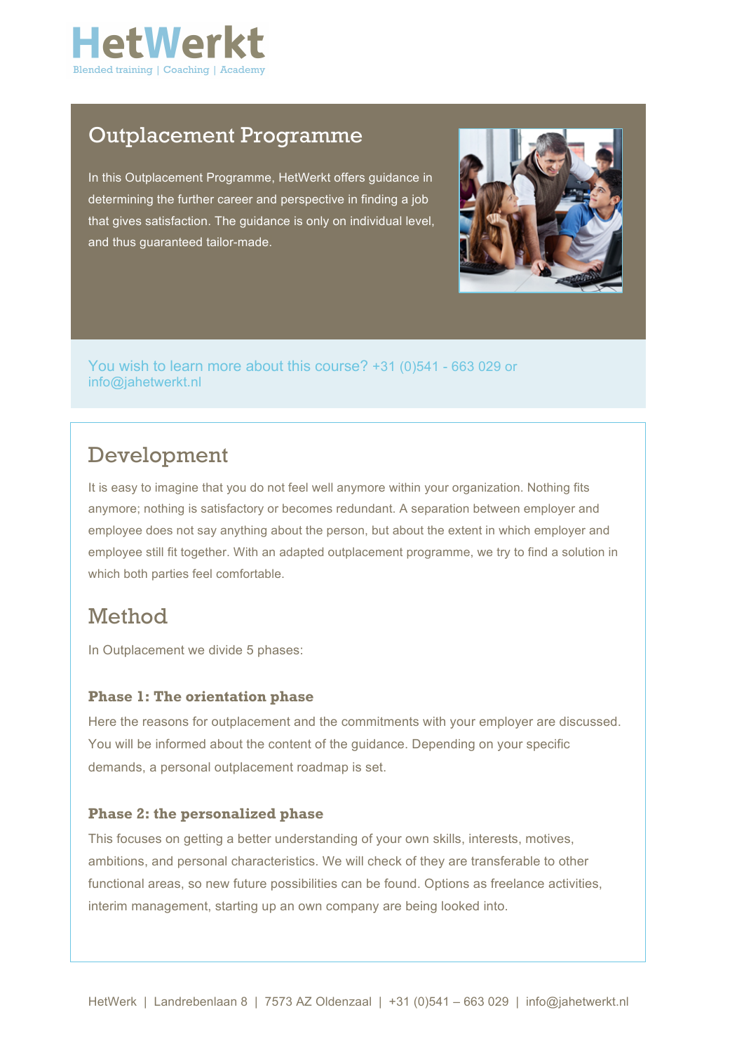HetWerkt

Blended training | Coaching | Academy

# Outplacement Programme

In this Outplacement Programme, HetWerkt offers guidance in determining the further career and perspective in finding a job that gives satisfaction. The guidance is only on individual level, and thus guaranteed tailor-made.

You wish to learn more about this course? +31 (0)541 - 663 029 or info@jahetwerkt.nl

## Development

It is easy to imagine that you do not feel well anymore within your organization. Nothing fits anymore; nothing is satisfactory or becomes redundant. A separation between employer and employee does not say anything about the person, but about the extent in which employer and employee still fit together. With an adapted outplacement programme, we try to find a solution in which both parties feel comfortable.

## Method

In Outplacement we divide 5 phases:

### Phase 1: The orientation phase

Here the reasons for outplacement and the commitments with your employer are discussed. You will be informed about the content of the guidance. Depending on your specific demands, a personal outplacement roadmap is set.

### Phase 2: the personalized phase

This focuses on getting a better understanding of your own skills, interests, motives, ambitions, and personal characteristics. We will check of they are transferable to other functional areas, so new future possibilities can be found. Options as freelance activities, interim management, starting up an own company are being looked into.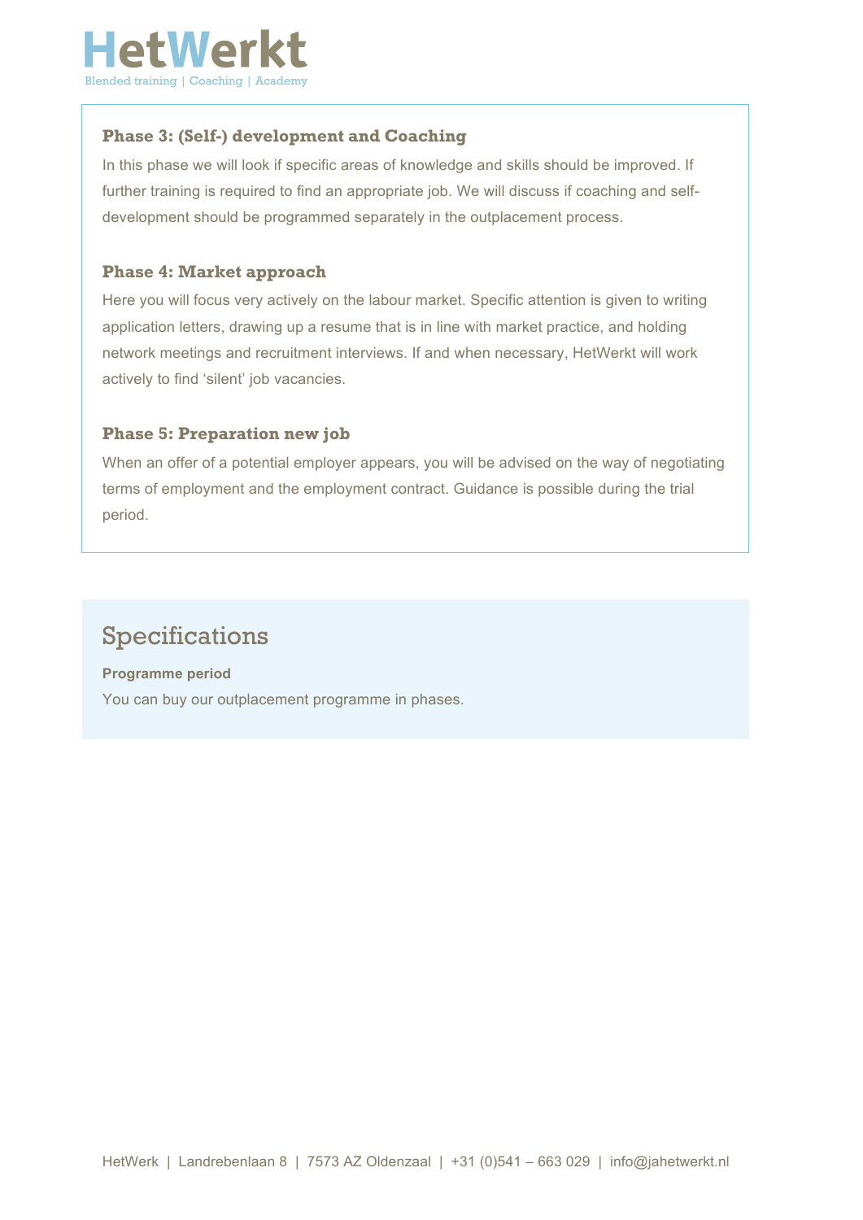### Phase 3: (Self-) development and Coaching

In this phase we will look if specific areas of knowledge and skills should be improved. If further training is required to find an appropriate job. We will discuss if coaching and self-development should be programmed separately in the outplacement process.

### Phase 4: Market approach

Here you will focus very actively on the labour market. Specific attention is given to writing application letters, drawing up a resume that is in line with market practice, and holding network meetings and recruitment interviews. If and when necessary, HetWerkt will work actively to find 'silent' job vacancies.

### Phase 5: Preparation new job

When an offer of a potential employer appears, you will be advised on the way of negotiating terms of employment and the employment contract. Guidance is possible during the trial period.

## Specifications

**Programme period**

You can buy our outplacement programme in phases.